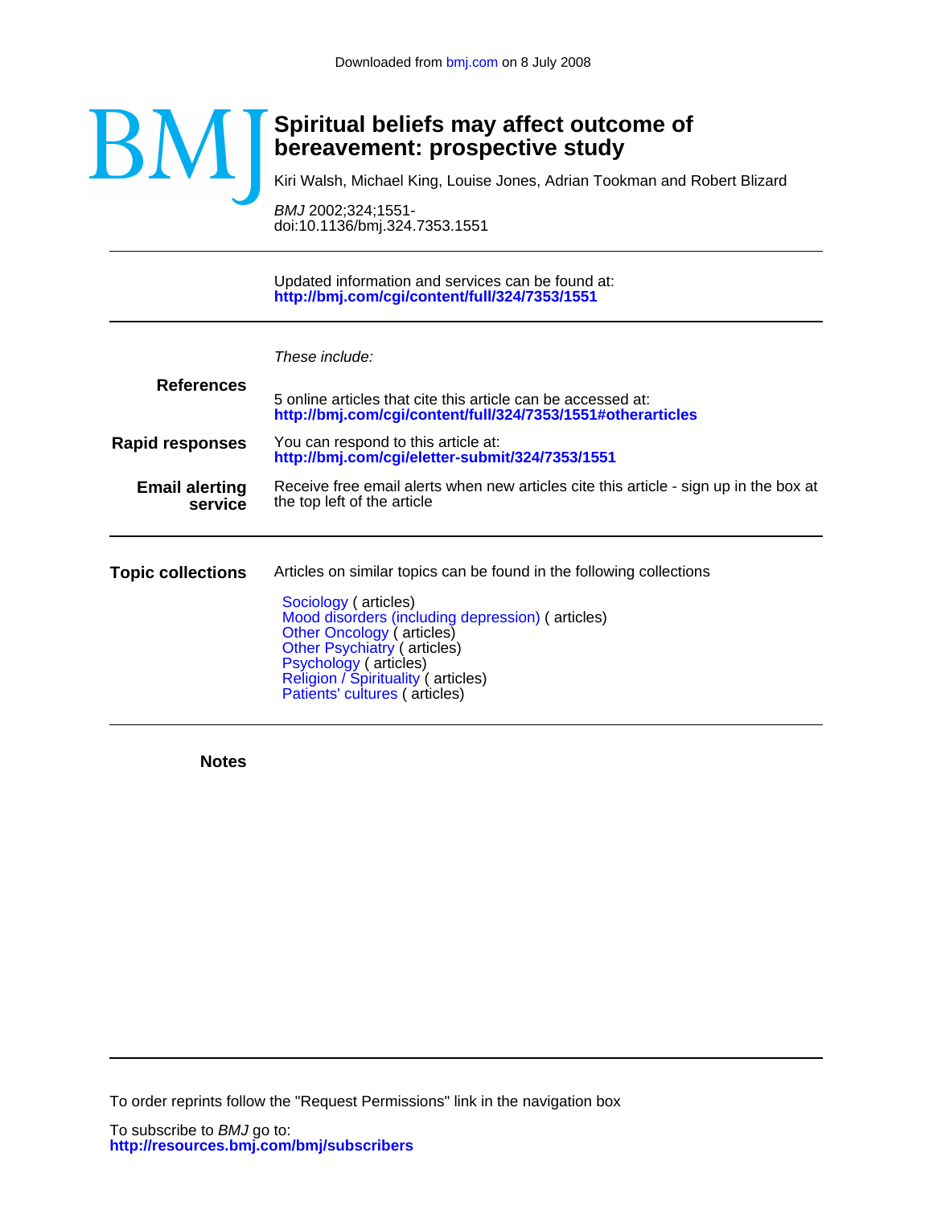Downloaded from bmj.com on 8 July 2008

BMJ

# Spiritual beliefs may affect outcome of bereavement: prospective study

Kiri Walsh, Michael King, Louise Jones, Adrian Tookman and Robert Blizard

*BMJ* 2002;324;1551-
doi:10.1136/bmj.324.7353.1551

---

Updated information and services can be found at:
**http://bmj.com/cgi/content/full/324/7353/1551**

---

*These include:*

**References**

5 online articles that cite this article can be accessed at:
**http://bmj.com/cgi/content/full/324/7353/1551#otherarticles**

**Rapid responses**

You can respond to this article at:
**http://bmj.com/cgi/eletter-submit/324/7353/1551**

**Email alerting service**

Receive free email alerts when new articles cite this article - sign up in the box at the top left of the article

---

**Topic collections**

Articles on similar topics can be found in the following collections

Sociology ( articles)
Mood disorders (including depression) ( articles)
Other Oncology ( articles)
Other Psychiatry ( articles)
Psychology ( articles)
Religion / Spirituality ( articles)
Patients' cultures ( articles)

---

**Notes**

---

To order reprints follow the "Request Permissions" link in the navigation box

To subscribe to *BMJ* go to:
**http://resources.bmj.com/bmj/subscribers**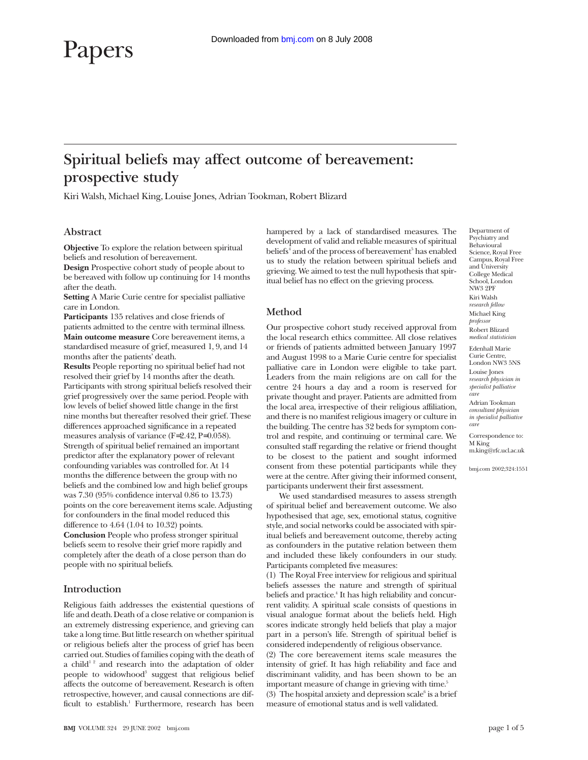# Papers

## Spiritual beliefs may affect outcome of bereavement: prospective study

Kiri Walsh, Michael King, Louise Jones, Adrian Tookman, Robert Blizard

### Abstract

**Objective** To explore the relation between spiritual beliefs and resolution of bereavement.

**Design** Prospective cohort study of people about to be bereaved with follow up continuing for 14 months after the death.

**Setting** A Marie Curie centre for specialist palliative care in London.

**Participants** 135 relatives and close friends of patients admitted to the centre with terminal illness.

**Main outcome measure** Core bereavement items, a standardised measure of grief, measured 1, 9, and 14 months after the patients' death.

**Results** People reporting no spiritual belief had not resolved their grief by 14 months after the death. Participants with strong spiritual beliefs resolved their grief progressively over the same period. People with low levels of belief showed little change in the first nine months but thereafter resolved their grief. These differences approached significance in a repeated measures analysis of variance ($F=2.42$, $P=0.058$). Strength of spiritual belief remained an important predictor after the explanatory power of relevant confounding variables was controlled for. At 14 months the difference between the group with no beliefs and the combined low and high belief groups was 7.30 (95% confidence interval 0.86 to 13.73) points on the core bereavement items scale. Adjusting for confounders in the final model reduced this difference to 4.64 (1.04 to 10.32) points.

**Conclusion** People who profess stronger spiritual beliefs seem to resolve their grief more rapidly and completely after the death of a close person than do people with no spiritual beliefs.

### Introduction

Religious faith addresses the existential questions of life and death. Death of a close relative or companion is an extremely distressing experience, and grieving can take a long time. But little research on whether spiritual or religious beliefs alter the process of grief has been carried out. Studies of families coping with the death of a child[1 2] and research into the adaptation of older people to widowhood[3] suggest that religious belief affects the outcome of bereavement. Research is often retrospective, however, and causal connections are difficult to establish.[1] Furthermore, research has been hampered by a lack of standardised measures. The development of valid and reliable measures of spiritual beliefs[4] and of the process of bereavement[5] has enabled us to study the relation between spiritual beliefs and grieving. We aimed to test the null hypothesis that spiritual belief has no effect on the grieving process.

### Method

Our prospective cohort study received approval from the local research ethics committee. All close relatives or friends of patients admitted between January 1997 and August 1998 to a Marie Curie centre for specialist palliative care in London were eligible to take part. Leaders from the main religions are on call for the centre 24 hours a day and a room is reserved for private thought and prayer. Patients are admitted from the local area, irrespective of their religious affiliation, and there is no manifest religious imagery or culture in the building. The centre has 32 beds for symptom control and respite, and continuing or terminal care. We consulted staff regarding the relative or friend thought to be closest to the patient and sought informed consent from these potential participants while they were at the centre. After giving their informed consent, participants underwent their first assessment.

We used standardised measures to assess strength of spiritual belief and bereavement outcome. We also hypothesised that age, sex, emotional status, cognitive style, and social networks could be associated with spiritual beliefs and bereavement outcome, thereby acting as confounders in the putative relation between them and included these likely confounders in our study. Participants completed five measures:

(1) The Royal Free interview for religious and spiritual beliefs assesses the nature and strength of spiritual beliefs and practice.[4] It has high reliability and concurrent validity. A spiritual scale consists of questions in visual analogue format about the beliefs held. High scores indicate strongly held beliefs that play a major part in a person's life. Strength of spiritual belief is considered independently of religious observance.

(2) The core bereavement items scale measures the intensity of grief. It has high reliability and face and discriminant validity, and has been shown to be an important measure of change in grieving with time.[5]

(3) The hospital anxiety and depression scale[6] is a brief measure of emotional status and is well validated.

Department of Psychiatry and Behavioural Science, Royal Free Campus, Royal Free and University College Medical School, London NW3 2PF
Kiri Walsh *research fellow*
Michael King *professor*
Robert Blizard *medical statistician*

Edenhall Marie Curie Centre, London NW3 5NS
Louise Jones *research physician in specialist palliative care*
Adrian Tookman *consultant physician in specialist palliative care*

Correspondence to: M King m.king@rfc.ucl.ac.uk

bmj.com 2002;324:1551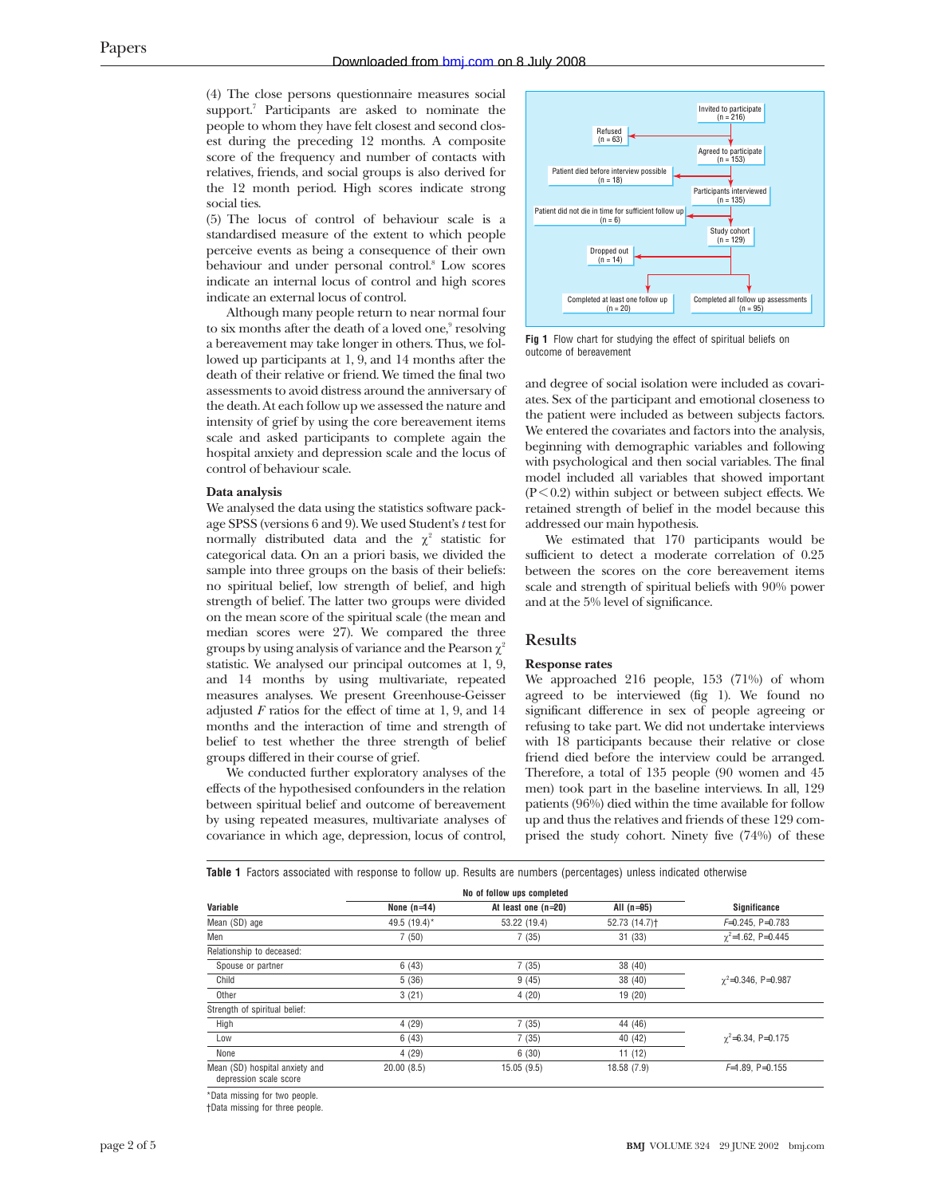(4) The close persons questionnaire measures social support.[7] Participants are asked to nominate the people to whom they have felt closest and second closest during the preceding 12 months. A composite score of the frequency and number of contacts with relatives, friends, and social groups is also derived for the 12 month period. High scores indicate strong social ties.

(5) The locus of control of behaviour scale is a standardised measure of the extent to which people perceive events as being a consequence of their own behaviour and under personal control.[8] Low scores indicate an internal locus of control and high scores indicate an external locus of control.

Although many people return to near normal four to six months after the death of a loved one,[9] resolving a bereavement may take longer in others. Thus, we followed up participants at 1, 9, and 14 months after the death of their relative or friend. We timed the final two assessments to avoid distress around the anniversary of the death. At each follow up we assessed the nature and intensity of grief by using the core bereavement items scale and asked participants to complete again the hospital anxiety and depression scale and the locus of control of behaviour scale.

### Data analysis

We analysed the data using the statistics software package SPSS (versions 6 and 9). We used Student's *t* test for normally distributed data and the $\chi^2$ statistic for categorical data. On an a priori basis, we divided the sample into three groups on the basis of their beliefs: no spiritual belief, low strength of belief, and high strength of belief. The latter two groups were divided on the mean score of the spiritual scale (the mean and median scores were 27). We compared the three groups by using analysis of variance and the Pearson $\chi^2$ statistic. We analysed our principal outcomes at 1, 9, and 14 months by using multivariate, repeated measures analyses. We present Greenhouse-Geisser adjusted *F* ratios for the effect of time at 1, 9, and 14 months and the interaction of time and strength of belief to test whether the three strength of belief groups differed in their course of grief.

We conducted further exploratory analyses of the effects of the hypothesised confounders in the relation between spiritual belief and outcome of bereavement by using repeated measures, multivariate analyses of covariance in which age, depression, locus of control, and degree of social isolation were included as covariates. Sex of the participant and emotional closeness to the patient were included as between subjects factors. We entered the covariates and factors into the analysis, beginning with demographic variables and following with psychological and then social variables. The final model included all variables that showed important ($P<0.2$) within subject or between subject effects. We retained strength of belief in the model because this addressed our main hypothesis.

We estimated that 170 participants would be sufficient to detect a moderate correlation of 0.25 between the scores on the core bereavement items scale and strength of spiritual beliefs with 90% power and at the 5% level of significance.

Invited to participate (n = 216)
Refused (n = 63)
Agreed to participate (n = 153)
Patient died before interview possible (n = 18)
Participants interviewed (n = 135)
Patient did not die in time for sufficient follow up (n = 6)
Study cohort (n = 129)
Dropped out (n = 14)
Completed at least one follow up (n = 20)
Completed all follow up assessments (n = 95)

**Fig 1** Flow chart for studying the effect of spiritual beliefs on outcome of bereavement

## Results

### Response rates

We approached 216 people, 153 (71%) of whom agreed to be interviewed (fig 1). We found no significant difference in sex of people agreeing or refusing to take part. We did not undertake interviews with 18 participants because their relative or close friend died before the interview could be arranged. Therefore, a total of 135 people (90 women and 45 men) took part in the baseline interviews. In all, 129 patients (96%) died within the time available for follow up and thus the relatives and friends of these 129 comprised the study cohort. Ninety five (74%) of these

**Table 1** Factors associated with response to follow up. Results are numbers (percentages) unless indicated otherwise

| Variable | No of follow ups completed: None (n=14) | At least one (n=20) | All (n=95) | Significance |
|---|---|---|---|---|
| Mean (SD) age | 49.5 (19.4)* | 53.22 (19.4) | 52.73 (14.7)† | $F$=0.245, P=0.783 |
| Men | 7 (50) | 7 (35) | 31 (33) | $\chi^2$=1.62, P=0.445 |
| Relationship to deceased: | | | | |
| Spouse or partner | 6 (43) | 7 (35) | 38 (40) | $\chi^2$=0.346, P=0.987 |
| Child | 5 (36) | 9 (45) | 38 (40) | |
| Other | 3 (21) | 4 (20) | 19 (20) | |
| Strength of spiritual belief: | | | | |
| High | 4 (29) | 7 (35) | 44 (46) | $\chi^2$=6.34, P=0.175 |
| Low | 6 (43) | 7 (35) | 40 (42) | |
| None | 4 (29) | 6 (30) | 11 (12) | |
| Mean (SD) hospital anxiety and depression scale score | 20.00 (8.5) | 15.05 (9.5) | 18.58 (7.9) | $F$=1.89, P=0.155 |

*Data missing for two people.
†Data missing for three people.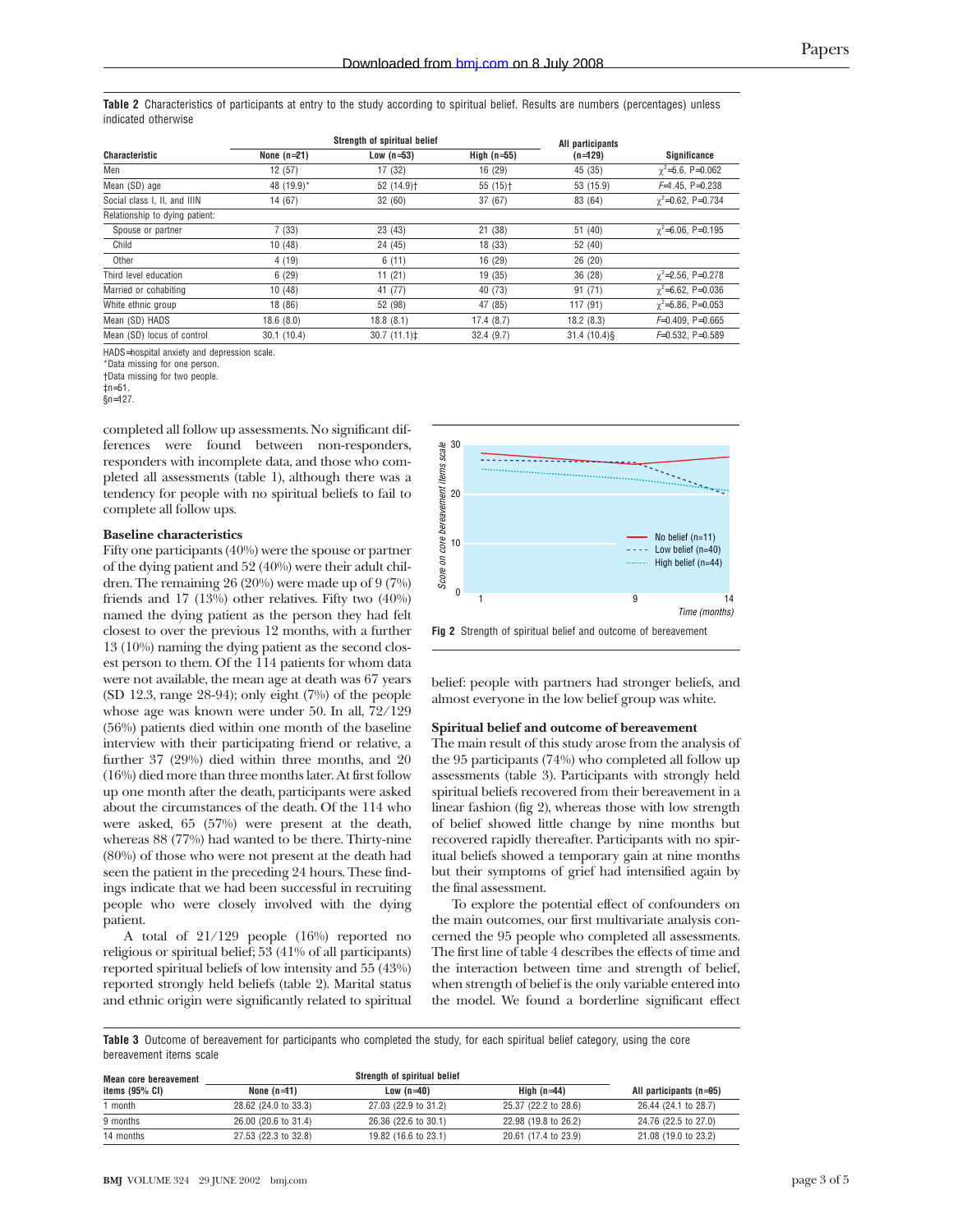**Table 2** Characteristics of participants at entry to the study according to spiritual belief. Results are numbers (percentages) unless indicated otherwise

| Characteristic | Strength of spiritual belief | | | All participants (n=129) | Significance |
|---|---|---|---|---|---|
| | None (n=21) | Low (n=53) | High (n=55) | | |
| Men | 12 (57) | 17 (32) | 16 (29) | 45 (35) | $\chi^2$=5.6, P=0.062 |
| Mean (SD) age | 48 (19.9)* | 52 (14.9)† | 55 (15)† | 53 (15.9) | F=1.45, P=0.238 |
| Social class I, II, and IIIN | 14 (67) | 32 (60) | 37 (67) | 83 (64) | $\chi^2$=0.62, P=0.734 |
| Relationship to dying patient: | | | | | |
| Spouse or partner | 7 (33) | 23 (43) | 21 (38) | 51 (40) | $\chi^2$=6.06, P=0.195 |
| Child | 10 (48) | 24 (45) | 18 (33) | 52 (40) | |
| Other | 4 (19) | 6 (11) | 16 (29) | 26 (20) | |
| Third level education | 6 (29) | 11 (21) | 19 (35) | 36 (28) | $\chi^2$=2.56, P=0.278 |
| Married or cohabiting | 10 (48) | 41 (77) | 40 (73) | 91 (71) | $\chi^2$=6.62, P=0.036 |
| White ethnic group | 18 (86) | 52 (98) | 47 (85) | 117 (91) | $\chi^2$=5.86, P=0.053 |
| Mean (SD) HADS | 18.6 (8.0) | 18.8 (8.1) | 17.4 (8.7) | 18.2 (8.3) | F=0.409, P=0.665 |
| Mean (SD) locus of control | 30.1 (10.4) | 30.7 (11.1)‡ | 32.4 (9.7) | 31.4 (10.4)§ | F=0.532, P=0.589 |

HADS=hospital anxiety and depression scale.
*Data missing for one person.
†Data missing for two people.
‡n=51.
§n=127.

completed all follow up assessments. No significant differences were found between non-responders, responders with incomplete data, and those who completed all assessments (table 1), although there was a tendency for people with no spiritual beliefs to fail to complete all follow ups.

### Baseline characteristics

Fifty one participants (40%) were the spouse or partner of the dying patient and 52 (40%) were their adult children. The remaining 26 (20%) were made up of 9 (7%) friends and 17 (13%) other relatives. Fifty two (40%) named the dying patient as the person they had felt closest to over the previous 12 months, with a further 13 (10%) naming the dying patient as the second closest person to them. Of the 114 patients for whom data were not available, the mean age at death was 67 years (SD 12.3, range 28-94); only eight (7%) of the people whose age was known were under 50. In all, 72/129 (56%) patients died within one month of the baseline interview with their participating friend or relative, a further 37 (29%) died within three months, and 20 (16%) died more than three months later. At first follow up one month after the death, participants were asked about the circumstances of the death. Of the 114 who were asked, 65 (57%) were present at the death, whereas 88 (77%) had wanted to be there. Thirty-nine (80%) of those who were not present at the death had seen the patient in the preceding 24 hours. These findings indicate that we had been successful in recruiting people who were closely involved with the dying patient.

A total of 21/129 people (16%) reported no religious or spiritual belief; 53 (41% of all participants) reported spiritual beliefs of low intensity and 55 (43%) reported strongly held beliefs (table 2). Marital status and ethnic origin were significantly related to spiritual belief: people with partners had stronger beliefs, and almost everyone in the low belief group was white.

**Fig 2** Strength of spiritual belief and outcome of bereavement

### Spiritual belief and outcome of bereavement

The main result of this study arose from the analysis of the 95 participants (74%) who completed all follow up assessments (table 3). Participants with strongly held spiritual beliefs recovered from their bereavement in a linear fashion (fig 2), whereas those with low strength of belief showed little change by nine months but recovered rapidly thereafter. Participants with no spiritual beliefs showed a temporary gain at nine months but their symptoms of grief had intensified again by the final assessment.

To explore the potential effect of confounders on the main outcomes, our first multivariate analysis concerned the 95 people who completed all assessments. The first line of table 4 describes the effects of time and the interaction between time and strength of belief, when strength of belief is the only variable entered into the model. We found a borderline significant effect

**Table 3** Outcome of bereavement for participants who completed the study, for each spiritual belief category, using the core bereavement items scale

| Mean core bereavement items (95% CI) | Strength of spiritual belief | | | All participants (n=95) |
|---|---|---|---|---|
| | None (n=11) | Low (n=40) | High (n=44) | |
| 1 month | 28.62 (24.0 to 33.3) | 27.03 (22.9 to 31.2) | 25.37 (22.2 to 28.6) | 26.44 (24.1 to 28.7) |
| 9 months | 26.00 (20.6 to 31.4) | 26.36 (22.6 to 30.1) | 22.98 (19.8 to 26.2) | 24.76 (22.5 to 27.0) |
| 14 months | 27.53 (22.3 to 32.8) | 19.82 (16.6 to 23.1) | 20.61 (17.4 to 23.9) | 21.08 (19.0 to 23.2) |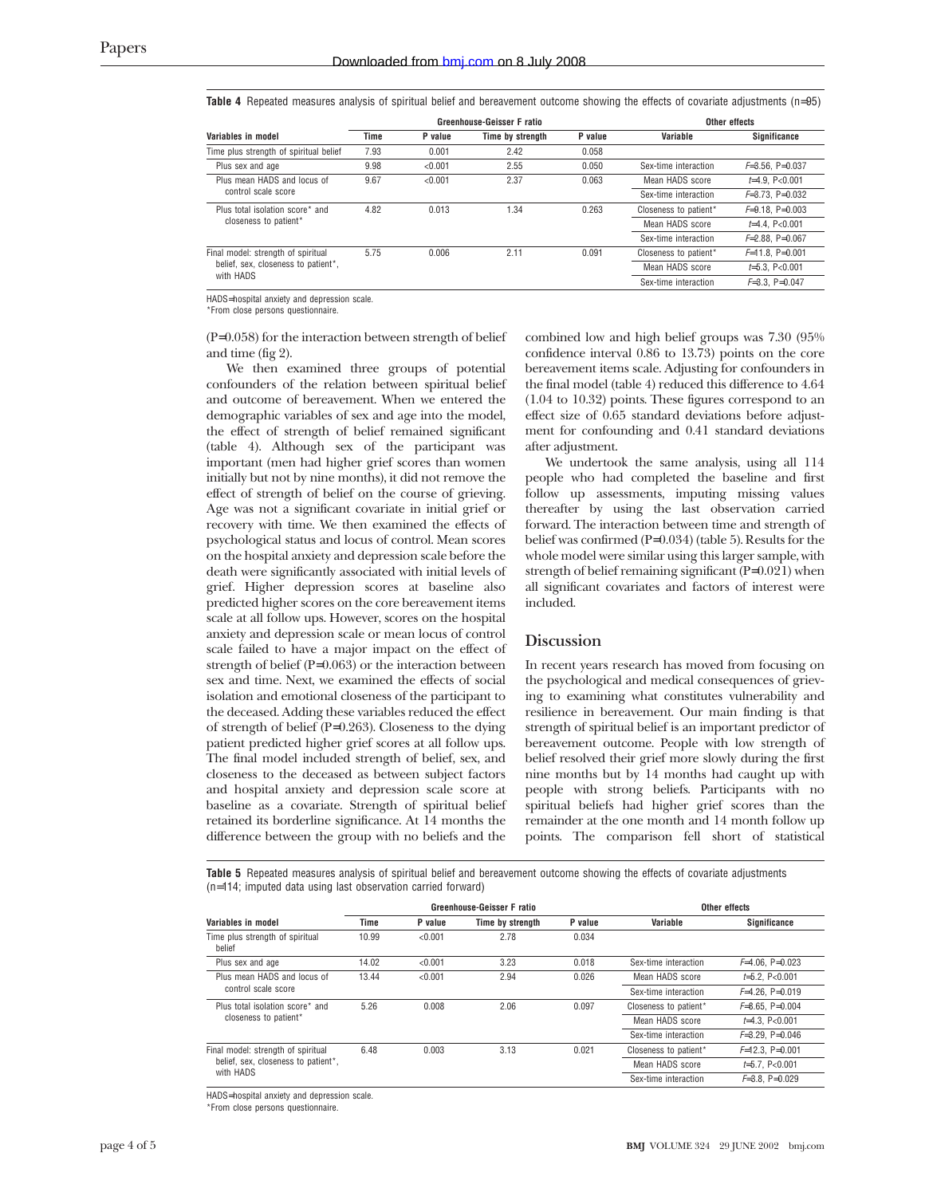**Table 4** Repeated measures analysis of spiritual belief and bereavement outcome showing the effects of covariate adjustments (n=95)

| Variables in model | Greenhouse-Geisser F ratio | | | | Other effects | |
|---|---|---|---|---|---|---|
| | Time | P value | Time by strength | P value | Variable | Significance |
| Time plus strength of spiritual belief | 7.93 | 0.001 | 2.42 | 0.058 | | |
| Plus sex and age | 9.98 | <0.001 | 2.55 | 0.050 | Sex-time interaction | F=3.56, P=0.037 |
| Plus mean HADS and locus of control scale score | 9.67 | <0.001 | 2.37 | 0.063 | Mean HADS score | t=4.9, P<0.001 |
| | | | | | Sex-time interaction | F=3.73, P=0.032 |
| Plus total isolation score* and closeness to patient* | 4.82 | 0.013 | 1.34 | 0.263 | Closeness to patient* | F=9.18, P=0.003 |
| | | | | | Mean HADS score | t=4.4, P<0.001 |
| | | | | | Sex-time interaction | F=2.88, P=0.067 |
| Final model: strength of spiritual belief, sex, closeness to patient*, with HADS | 5.75 | 0.006 | 2.11 | 0.091 | Closeness to patient* | F=11.8, P=0.001 |
| | | | | | Mean HADS score | t=5.3, P<0.001 |
| | | | | | Sex-time interaction | F=3.3, P=0.047 |

HADS=hospital anxiety and depression scale.
*From close persons questionnaire.

(P=0.058) for the interaction between strength of belief and time (fig 2).

We then examined three groups of potential confounders of the relation between spiritual belief and outcome of bereavement. When we entered the demographic variables of sex and age into the model, the effect of strength of belief remained significant (table 4). Although sex of the participant was important (men had higher grief scores than women initially but not by nine months), it did not remove the effect of strength of belief on the course of grieving. Age was not a significant covariate in initial grief or recovery with time. We then examined the effects of psychological status and locus of control. Mean scores on the hospital anxiety and depression scale before the death were significantly associated with initial levels of grief. Higher depression scores at baseline also predicted higher scores on the core bereavement items scale at all follow ups. However, scores on the hospital anxiety and depression scale or mean locus of control scale failed to have a major impact on the effect of strength of belief (P=0.063) or the interaction between sex and time. Next, we examined the effects of social isolation and emotional closeness of the participant to the deceased. Adding these variables reduced the effect of strength of belief (P=0.263). Closeness to the dying patient predicted higher grief scores at all follow ups. The final model included strength of belief, sex, and closeness to the deceased as between subject factors and hospital anxiety and depression scale score at baseline as a covariate. Strength of spiritual belief retained its borderline significance. At 14 months the difference between the group with no beliefs and the combined low and high belief groups was 7.30 (95% confidence interval 0.86 to 13.73) points on the core bereavement items scale. Adjusting for confounders in the final model (table 4) reduced this difference to 4.64 (1.04 to 10.32) points. These figures correspond to an effect size of 0.65 standard deviations before adjustment for confounding and 0.41 standard deviations after adjustment.

We undertook the same analysis, using all 114 people who had completed the baseline and first follow up assessments, imputing missing values thereafter by using the last observation carried forward. The interaction between time and strength of belief was confirmed (P=0.034) (table 5). Results for the whole model were similar using this larger sample, with strength of belief remaining significant (P=0.021) when all significant covariates and factors of interest were included.

## Discussion

In recent years research has moved from focusing on the psychological and medical consequences of grieving to examining what constitutes vulnerability and resilience in bereavement. Our main finding is that strength of spiritual belief is an important predictor of bereavement outcome. People with low strength of belief resolved their grief more slowly during the first nine months but by 14 months had caught up with people with strong beliefs. Participants with no spiritual beliefs had higher grief scores than the remainder at the one month and 14 month follow up points. The comparison fell short of statistical

**Table 5** Repeated measures analysis of spiritual belief and bereavement outcome showing the effects of covariate adjustments (n=114; imputed data using last observation carried forward)

| Variables in model | Greenhouse-Geisser F ratio | | | | Other effects | |
|---|---|---|---|---|---|---|
| | Time | P value | Time by strength | P value | Variable | Significance |
| Time plus strength of spiritual belief | 10.99 | <0.001 | 2.78 | 0.034 | | |
| Plus sex and age | 14.02 | <0.001 | 3.23 | 0.018 | Sex-time interaction | F=4.06, P=0.023 |
| Plus mean HADS and locus of control scale score | 13.44 | <0.001 | 2.94 | 0.026 | Mean HADS score | t=5.2, P<0.001 |
| | | | | | Sex-time interaction | F=4.26, P=0.019 |
| Plus total isolation score* and closeness to patient* | 5.26 | 0.008 | 2.06 | 0.097 | Closeness to patient* | F=8.65, P=0.004 |
| | | | | | Mean HADS score | t=4.3, P<0.001 |
| | | | | | Sex-time interaction | F=3.29, P=0.046 |
| Final model: strength of spiritual belief, sex, closeness to patient*, with HADS | 6.48 | 0.003 | 3.13 | 0.021 | Closeness to patient* | F=12.3, P=0.001 |
| | | | | | Mean HADS score | t=5.7, P<0.001 |
| | | | | | Sex-time interaction | F=3.8, P=0.029 |

HADS=hospital anxiety and depression scale.
*From close persons questionnaire.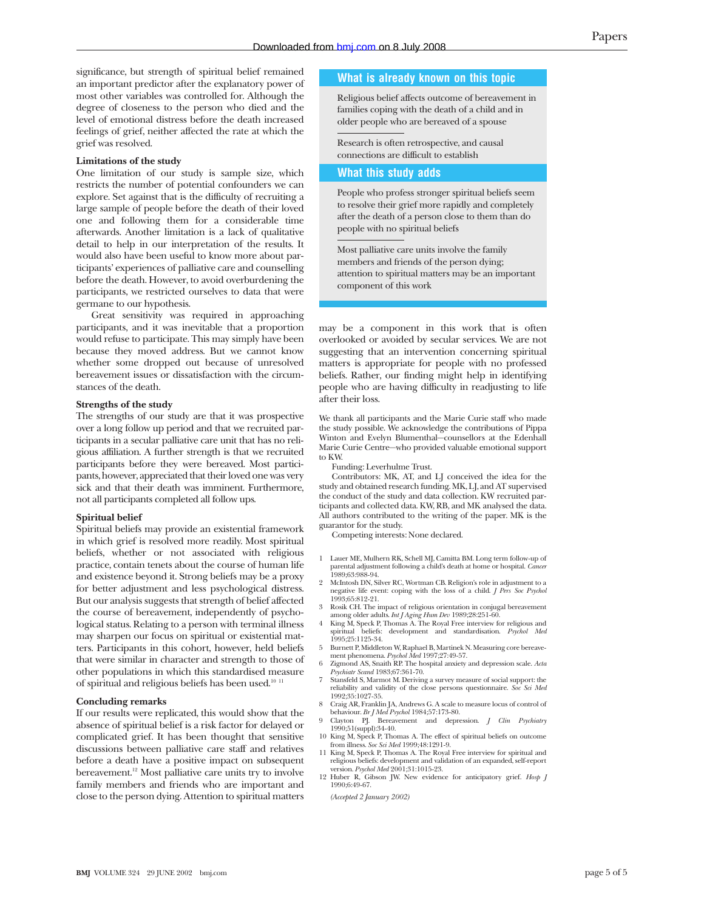significance, but strength of spiritual belief remained an important predictor after the explanatory power of most other variables was controlled for. Although the degree of closeness to the person who died and the level of emotional distress before the death increased feelings of grief, neither affected the rate at which the grief was resolved.

### Limitations of the study

One limitation of our study is sample size, which restricts the number of potential confounders we can explore. Set against that is the difficulty of recruiting a large sample of people before the death of their loved one and following them for a considerable time afterwards. Another limitation is a lack of qualitative detail to help in our interpretation of the results. It would also have been useful to know more about participants' experiences of palliative care and counselling before the death. However, to avoid overburdening the participants, we restricted ourselves to data that were germane to our hypothesis.

Great sensitivity was required in approaching participants, and it was inevitable that a proportion would refuse to participate. This may simply have been because they moved address. But we cannot know whether some dropped out because of unresolved bereavement issues or dissatisfaction with the circumstances of the death.

### Strengths of the study

The strengths of our study are that it was prospective over a long follow up period and that we recruited participants in a secular palliative care unit that has no religious affiliation. A further strength is that we recruited participants before they were bereaved. Most participants, however, appreciated that their loved one was very sick and that their death was imminent. Furthermore, not all participants completed all follow ups.

### Spiritual belief

Spiritual beliefs may provide an existential framework in which grief is resolved more readily. Most spiritual beliefs, whether or not associated with religious practice, contain tenets about the course of human life and existence beyond it. Strong beliefs may be a proxy for better adjustment and less psychological distress. But our analysis suggests that strength of belief affected the course of bereavement, independently of psychological status. Relating to a person with terminal illness may sharpen our focus on spiritual or existential matters. Participants in this cohort, however, held beliefs that were similar in character and strength to those of other populations in which this standardised measure of spiritual and religious beliefs has been used.[10 11]

### Concluding remarks

If our results were replicated, this would show that the absence of spiritual belief is a risk factor for delayed or complicated grief. It has been thought that sensitive discussions between palliative care staff and relatives before a death have a positive impact on subsequent bereavement.[12] Most palliative care units try to involve family members and friends who are important and close to the person dying. Attention to spiritual matters may be a component in this work that is often overlooked or avoided by secular services. We are not suggesting that an intervention concerning spiritual matters is appropriate for people with no professed beliefs. Rather, our finding might help in identifying people who are having difficulty in readjusting to life after their loss.

### What is already known on this topic

Religious belief affects outcome of bereavement in families coping with the death of a child and in older people who are bereaved of a spouse

Research is often retrospective, and causal connections are difficult to establish

### What this study adds

People who profess stronger spiritual beliefs seem to resolve their grief more rapidly and completely after the death of a person close to them than do people with no spiritual beliefs

Most palliative care units involve the family members and friends of the person dying; attention to spiritual matters may be an important component of this work

We thank all participants and the Marie Curie staff who made the study possible. We acknowledge the contributions of Pippa Winton and Evelyn Blumenthal—counsellors at the Edenhall Marie Curie Centre—who provided valuable emotional support to KW.

Funding: Leverhulme Trust.

Contributors: MK, AT, and LJ conceived the idea for the study and obtained research funding. MK, LJ, and AT supervised the conduct of the study and data collection. KW recruited participants and collected data. KW, RB, and MK analysed the data. All authors contributed to the writing of the paper. MK is the guarantor for the study.

Competing interests: None declared.

1. Lauer ME, Mulhern RK, Schell MJ, Camitta BM. Long term follow-up of parental adjustment following a child's death at home or hospital. *Cancer* 1989;63:988-94.
2. McIntosh DN, Silver RC, Wortman CB. Religion's role in adjustment to a negative life event: coping with the loss of a child. *J Pers Soc Psychol* 1993;65:812-21.
3. Rosik CH. The impact of religious orientation in conjugal bereavement among older adults. *Int J Aging Hum Dev* 1989;28:251-60.
4. King M, Speck P, Thomas A. The Royal Free interview for religious and spiritual beliefs: development and standardisation. *Psychol Med* 1995;25:1125-34.
5. Burnett P, Middleton W, Raphael B, Martinek N. Measuring core bereavement phenomena. *Psychol Med* 1997;27:49-57.
6. Zigmond AS, Snaith RP. The hospital anxiety and depression scale. *Acta Psychiatr Scand* 1983;67:361-70.
7. Stansfeld S, Marmot M. Deriving a survey measure of social support: the reliability and validity of the close persons questionnaire. *Soc Sci Med* 1992;35:1027-35.
8. Craig AR, Franklin JA, Andrews G. A scale to measure locus of control of behaviour. *Br J Med Psychol* 1984;57:173-80.
9. Clayton PJ. Bereavement and depression. *J Clin Psychiatry* 1990;51(suppl):34-40.
10. King M, Speck P, Thomas A. The effect of spiritual beliefs on outcome from illness. *Soc Sci Med* 1999;48:1291-9.
11. King M, Speck P, Thomas A. The Royal Free interview for spiritual and religious beliefs: development and validation of an expanded, self-report version. *Psychol Med* 2001;31:1015-23.
12. Huber R, Gibson JW. New evidence for anticipatory grief. *Hosp J* 1990;6:49-67.

*(Accepted 2 January 2002)*